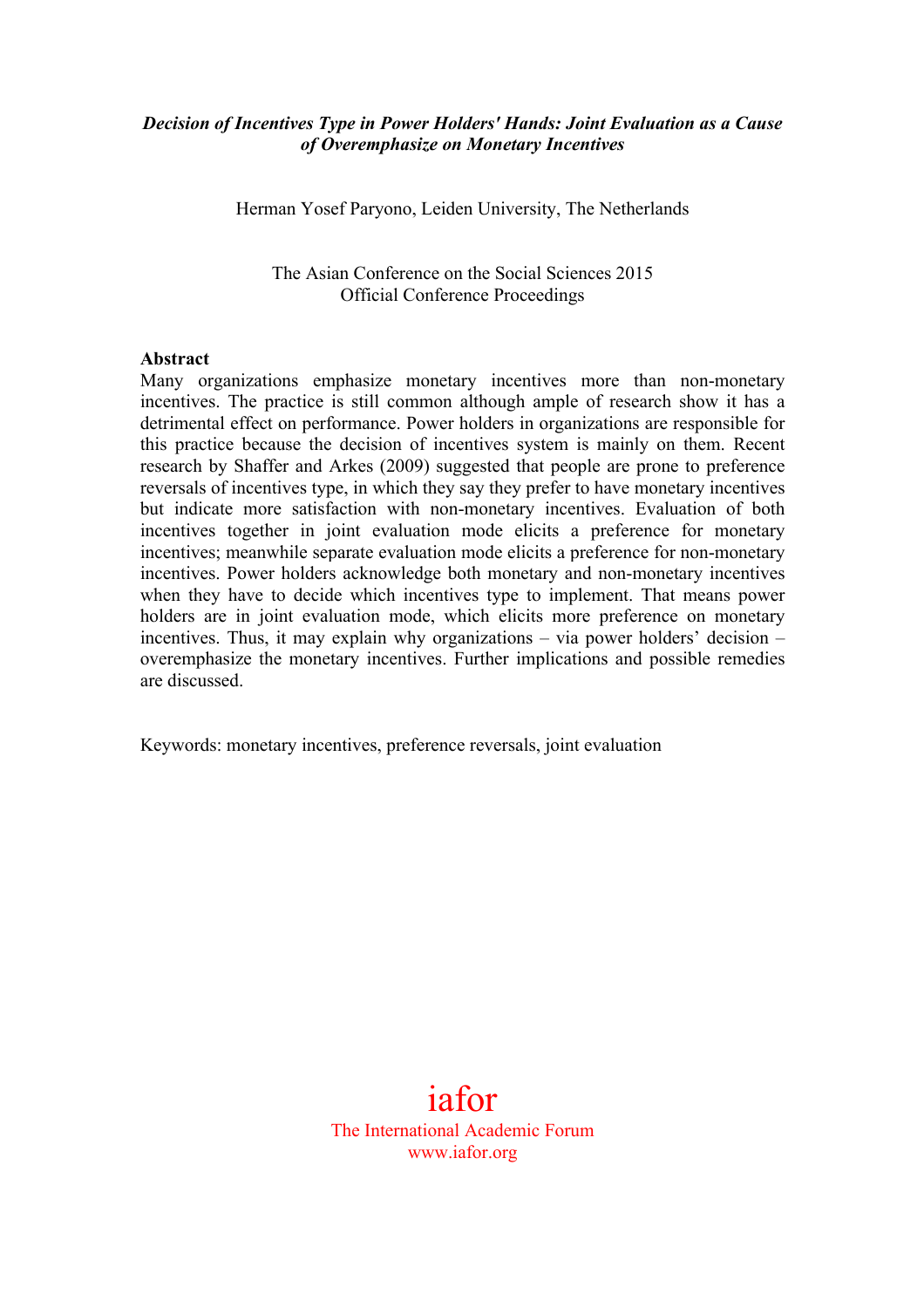***Decision of Incentives Type in Power Holders' Hands: Joint Evaluation as a Cause of Overemphasize on Monetary Incentives***

Herman Yosef Paryono, Leiden University, The Netherlands

The Asian Conference on the Social Sciences 2015
Official Conference Proceedings

**Abstract**

Many organizations emphasize monetary incentives more than non-monetary incentives. The practice is still common although ample of research show it has a detrimental effect on performance. Power holders in organizations are responsible for this practice because the decision of incentives system is mainly on them. Recent research by Shaffer and Arkes (2009) suggested that people are prone to preference reversals of incentives type, in which they say they prefer to have monetary incentives but indicate more satisfaction with non-monetary incentives. Evaluation of both incentives together in joint evaluation mode elicits a preference for monetary incentives; meanwhile separate evaluation mode elicits a preference for non-monetary incentives. Power holders acknowledge both monetary and non-monetary incentives when they have to decide which incentives type to implement. That means power holders are in joint evaluation mode, which elicits more preference on monetary incentives. Thus, it may explain why organizations – via power holders' decision – overemphasize the monetary incentives. Further implications and possible remedies are discussed.

Keywords: monetary incentives, preference reversals, joint evaluation

iafor
The International Academic Forum
www.iafor.org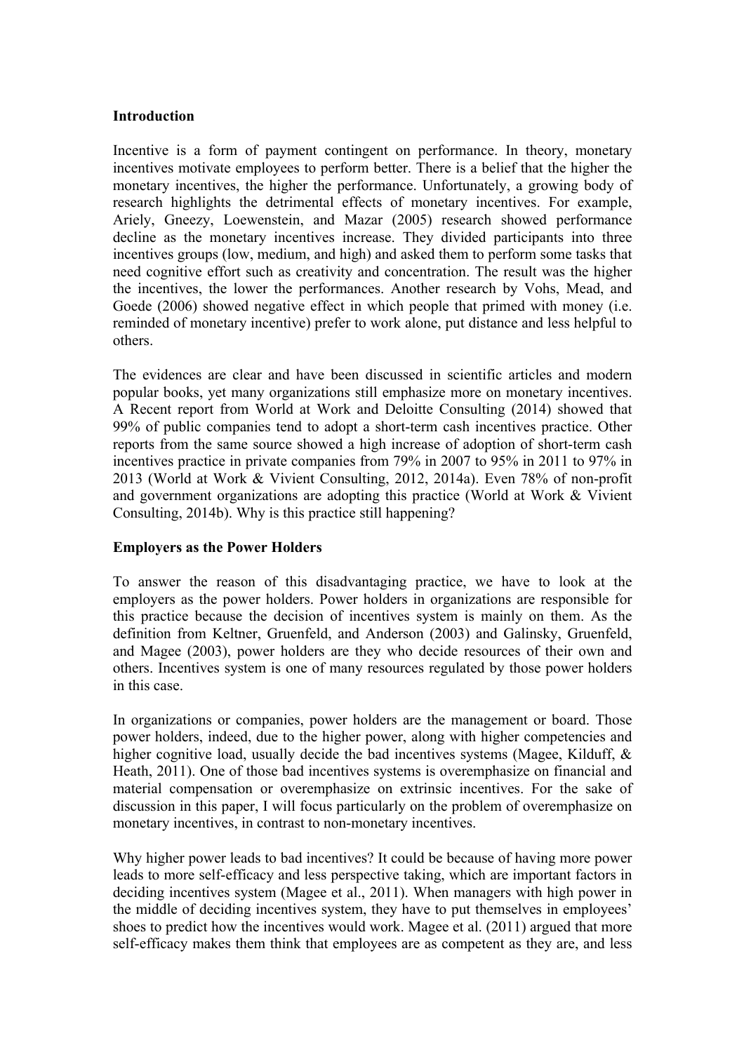**Introduction**

Incentive is a form of payment contingent on performance. In theory, monetary incentives motivate employees to perform better. There is a belief that the higher the monetary incentives, the higher the performance. Unfortunately, a growing body of research highlights the detrimental effects of monetary incentives. For example, Ariely, Gneezy, Loewenstein, and Mazar (2005) research showed performance decline as the monetary incentives increase. They divided participants into three incentives groups (low, medium, and high) and asked them to perform some tasks that need cognitive effort such as creativity and concentration. The result was the higher the incentives, the lower the performances. Another research by Vohs, Mead, and Goede (2006) showed negative effect in which people that primed with money (i.e. reminded of monetary incentive) prefer to work alone, put distance and less helpful to others.

The evidences are clear and have been discussed in scientific articles and modern popular books, yet many organizations still emphasize more on monetary incentives. A Recent report from World at Work and Deloitte Consulting (2014) showed that 99% of public companies tend to adopt a short-term cash incentives practice. Other reports from the same source showed a high increase of adoption of short-term cash incentives practice in private companies from 79% in 2007 to 95% in 2011 to 97% in 2013 (World at Work & Vivient Consulting, 2012, 2014a). Even 78% of non-profit and government organizations are adopting this practice (World at Work & Vivient Consulting, 2014b). Why is this practice still happening?

**Employers as the Power Holders**

To answer the reason of this disadvantaging practice, we have to look at the employers as the power holders. Power holders in organizations are responsible for this practice because the decision of incentives system is mainly on them. As the definition from Keltner, Gruenfeld, and Anderson (2003) and Galinsky, Gruenfeld, and Magee (2003), power holders are they who decide resources of their own and others. Incentives system is one of many resources regulated by those power holders in this case.

In organizations or companies, power holders are the management or board. Those power holders, indeed, due to the higher power, along with higher competencies and higher cognitive load, usually decide the bad incentives systems (Magee, Kilduff, & Heath, 2011). One of those bad incentives systems is overemphasize on financial and material compensation or overemphasize on extrinsic incentives. For the sake of discussion in this paper, I will focus particularly on the problem of overemphasize on monetary incentives, in contrast to non-monetary incentives.

Why higher power leads to bad incentives? It could be because of having more power leads to more self-efficacy and less perspective taking, which are important factors in deciding incentives system (Magee et al., 2011). When managers with high power in the middle of deciding incentives system, they have to put themselves in employees' shoes to predict how the incentives would work. Magee et al. (2011) argued that more self-efficacy makes them think that employees are as competent as they are, and less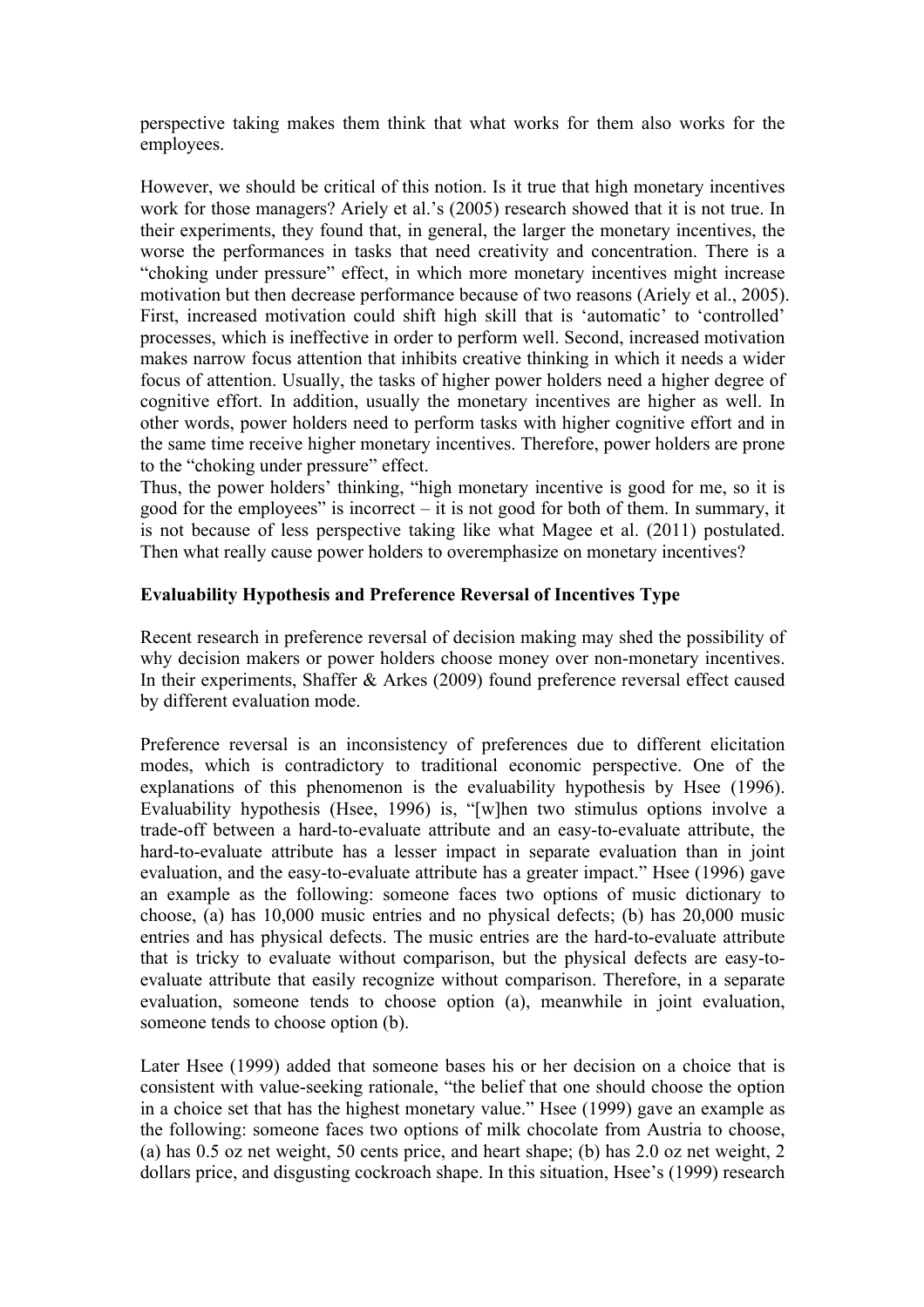perspective taking makes them think that what works for them also works for the employees.

However, we should be critical of this notion. Is it true that high monetary incentives work for those managers? Ariely et al.'s (2005) research showed that it is not true. In their experiments, they found that, in general, the larger the monetary incentives, the worse the performances in tasks that need creativity and concentration. There is a "choking under pressure" effect, in which more monetary incentives might increase motivation but then decrease performance because of two reasons (Ariely et al., 2005). First, increased motivation could shift high skill that is 'automatic' to 'controlled' processes, which is ineffective in order to perform well. Second, increased motivation makes narrow focus attention that inhibits creative thinking in which it needs a wider focus of attention. Usually, the tasks of higher power holders need a higher degree of cognitive effort. In addition, usually the monetary incentives are higher as well. In other words, power holders need to perform tasks with higher cognitive effort and in the same time receive higher monetary incentives. Therefore, power holders are prone to the "choking under pressure" effect.
Thus, the power holders' thinking, "high monetary incentive is good for me, so it is good for the employees" is incorrect – it is not good for both of them. In summary, it is not because of less perspective taking like what Magee et al. (2011) postulated. Then what really cause power holders to overemphasize on monetary incentives?

**Evaluability Hypothesis and Preference Reversal of Incentives Type**

Recent research in preference reversal of decision making may shed the possibility of why decision makers or power holders choose money over non-monetary incentives. In their experiments, Shaffer & Arkes (2009) found preference reversal effect caused by different evaluation mode.

Preference reversal is an inconsistency of preferences due to different elicitation modes, which is contradictory to traditional economic perspective. One of the explanations of this phenomenon is the evaluability hypothesis by Hsee (1996). Evaluability hypothesis (Hsee, 1996) is, "[w]hen two stimulus options involve a trade-off between a hard-to-evaluate attribute and an easy-to-evaluate attribute, the hard-to-evaluate attribute has a lesser impact in separate evaluation than in joint evaluation, and the easy-to-evaluate attribute has a greater impact." Hsee (1996) gave an example as the following: someone faces two options of music dictionary to choose, (a) has 10,000 music entries and no physical defects; (b) has 20,000 music entries and has physical defects. The music entries are the hard-to-evaluate attribute that is tricky to evaluate without comparison, but the physical defects are easy-to-evaluate attribute that easily recognize without comparison. Therefore, in a separate evaluation, someone tends to choose option (a), meanwhile in joint evaluation, someone tends to choose option (b).

Later Hsee (1999) added that someone bases his or her decision on a choice that is consistent with value-seeking rationale, "the belief that one should choose the option in a choice set that has the highest monetary value." Hsee (1999) gave an example as the following: someone faces two options of milk chocolate from Austria to choose, (a) has 0.5 oz net weight, 50 cents price, and heart shape; (b) has 2.0 oz net weight, 2 dollars price, and disgusting cockroach shape. In this situation, Hsee's (1999) research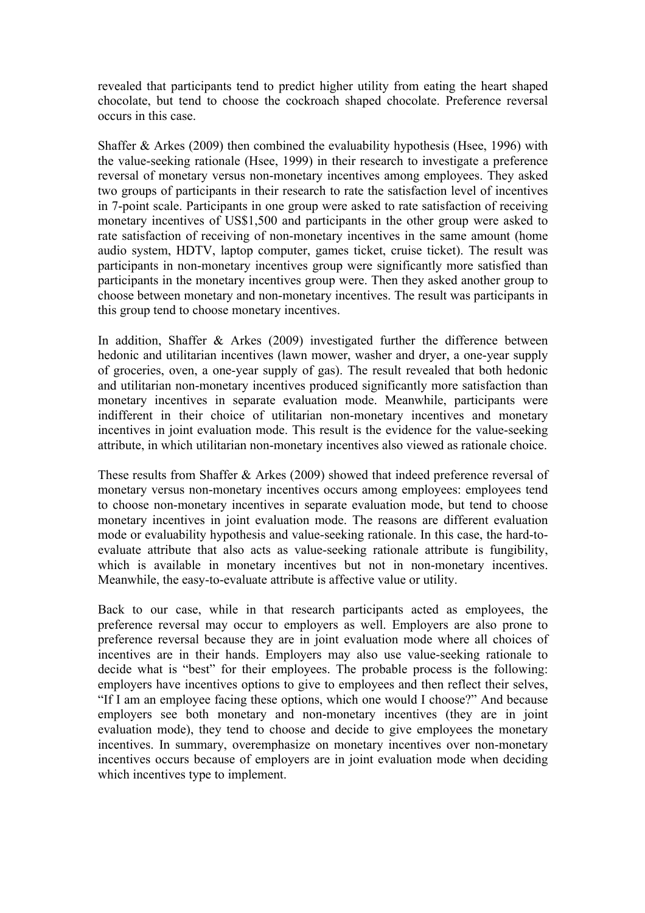revealed that participants tend to predict higher utility from eating the heart shaped chocolate, but tend to choose the cockroach shaped chocolate. Preference reversal occurs in this case.

Shaffer & Arkes (2009) then combined the evaluability hypothesis (Hsee, 1996) with the value-seeking rationale (Hsee, 1999) in their research to investigate a preference reversal of monetary versus non-monetary incentives among employees. They asked two groups of participants in their research to rate the satisfaction level of incentives in 7-point scale. Participants in one group were asked to rate satisfaction of receiving monetary incentives of US$1,500 and participants in the other group were asked to rate satisfaction of receiving of non-monetary incentives in the same amount (home audio system, HDTV, laptop computer, games ticket, cruise ticket). The result was participants in non-monetary incentives group were significantly more satisfied than participants in the monetary incentives group were. Then they asked another group to choose between monetary and non-monetary incentives. The result was participants in this group tend to choose monetary incentives.

In addition, Shaffer & Arkes (2009) investigated further the difference between hedonic and utilitarian incentives (lawn mower, washer and dryer, a one-year supply of groceries, oven, a one-year supply of gas). The result revealed that both hedonic and utilitarian non-monetary incentives produced significantly more satisfaction than monetary incentives in separate evaluation mode. Meanwhile, participants were indifferent in their choice of utilitarian non-monetary incentives and monetary incentives in joint evaluation mode. This result is the evidence for the value-seeking attribute, in which utilitarian non-monetary incentives also viewed as rationale choice.

These results from Shaffer & Arkes (2009) showed that indeed preference reversal of monetary versus non-monetary incentives occurs among employees: employees tend to choose non-monetary incentives in separate evaluation mode, but tend to choose monetary incentives in joint evaluation mode. The reasons are different evaluation mode or evaluability hypothesis and value-seeking rationale. In this case, the hard-to-evaluate attribute that also acts as value-seeking rationale attribute is fungibility, which is available in monetary incentives but not in non-monetary incentives. Meanwhile, the easy-to-evaluate attribute is affective value or utility.

Back to our case, while in that research participants acted as employees, the preference reversal may occur to employers as well. Employers are also prone to preference reversal because they are in joint evaluation mode where all choices of incentives are in their hands. Employers may also use value-seeking rationale to decide what is "best" for their employees. The probable process is the following: employers have incentives options to give to employees and then reflect their selves, "If I am an employee facing these options, which one would I choose?" And because employers see both monetary and non-monetary incentives (they are in joint evaluation mode), they tend to choose and decide to give employees the monetary incentives. In summary, overemphasize on monetary incentives over non-monetary incentives occurs because of employers are in joint evaluation mode when deciding which incentives type to implement.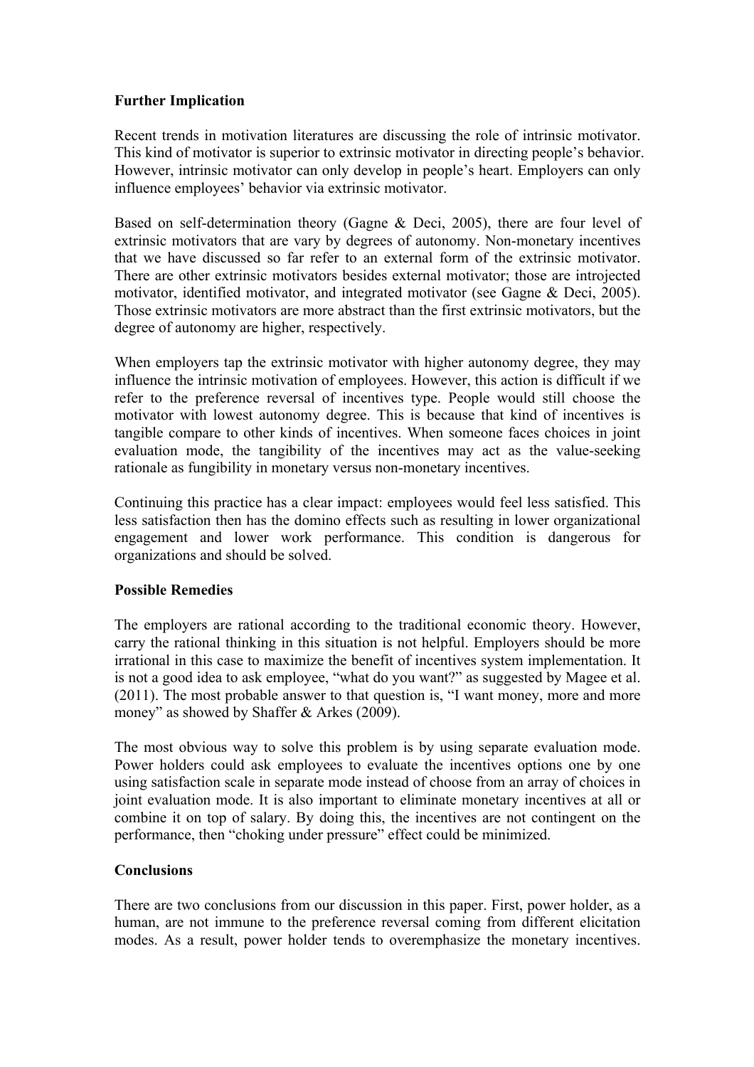## Further Implication

Recent trends in motivation literatures are discussing the role of intrinsic motivator. This kind of motivator is superior to extrinsic motivator in directing people's behavior. However, intrinsic motivator can only develop in people's heart. Employers can only influence employees' behavior via extrinsic motivator.

Based on self-determination theory (Gagne & Deci, 2005), there are four level of extrinsic motivators that are vary by degrees of autonomy. Non-monetary incentives that we have discussed so far refer to an external form of the extrinsic motivator. There are other extrinsic motivators besides external motivator; those are introjected motivator, identified motivator, and integrated motivator (see Gagne & Deci, 2005). Those extrinsic motivators are more abstract than the first extrinsic motivators, but the degree of autonomy are higher, respectively.

When employers tap the extrinsic motivator with higher autonomy degree, they may influence the intrinsic motivation of employees. However, this action is difficult if we refer to the preference reversal of incentives type. People would still choose the motivator with lowest autonomy degree. This is because that kind of incentives is tangible compare to other kinds of incentives. When someone faces choices in joint evaluation mode, the tangibility of the incentives may act as the value-seeking rationale as fungibility in monetary versus non-monetary incentives.

Continuing this practice has a clear impact: employees would feel less satisfied. This less satisfaction then has the domino effects such as resulting in lower organizational engagement and lower work performance. This condition is dangerous for organizations and should be solved.

## Possible Remedies

The employers are rational according to the traditional economic theory. However, carry the rational thinking in this situation is not helpful. Employers should be more irrational in this case to maximize the benefit of incentives system implementation. It is not a good idea to ask employee, "what do you want?" as suggested by Magee et al. (2011). The most probable answer to that question is, "I want money, more and more money" as showed by Shaffer & Arkes (2009).

The most obvious way to solve this problem is by using separate evaluation mode. Power holders could ask employees to evaluate the incentives options one by one using satisfaction scale in separate mode instead of choose from an array of choices in joint evaluation mode. It is also important to eliminate monetary incentives at all or combine it on top of salary. By doing this, the incentives are not contingent on the performance, then "choking under pressure" effect could be minimized.

## Conclusions

There are two conclusions from our discussion in this paper. First, power holder, as a human, are not immune to the preference reversal coming from different elicitation modes. As a result, power holder tends to overemphasize the monetary incentives.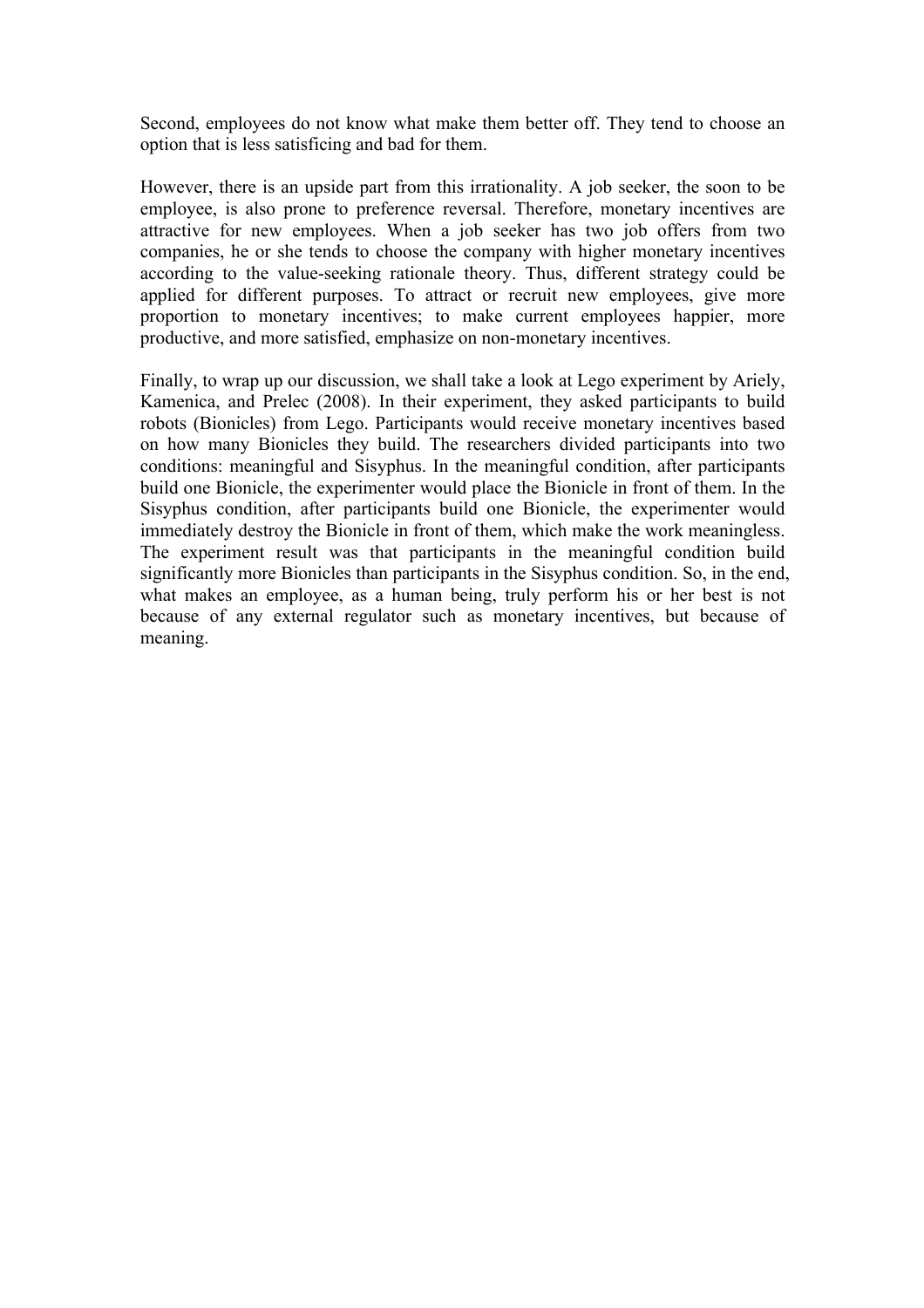Second, employees do not know what make them better off. They tend to choose an option that is less satisficing and bad for them.

However, there is an upside part from this irrationality. A job seeker, the soon to be employee, is also prone to preference reversal. Therefore, monetary incentives are attractive for new employees. When a job seeker has two job offers from two companies, he or she tends to choose the company with higher monetary incentives according to the value-seeking rationale theory. Thus, different strategy could be applied for different purposes. To attract or recruit new employees, give more proportion to monetary incentives; to make current employees happier, more productive, and more satisfied, emphasize on non-monetary incentives.

Finally, to wrap up our discussion, we shall take a look at Lego experiment by Ariely, Kamenica, and Prelec (2008). In their experiment, they asked participants to build robots (Bionicles) from Lego. Participants would receive monetary incentives based on how many Bionicles they build. The researchers divided participants into two conditions: meaningful and Sisyphus. In the meaningful condition, after participants build one Bionicle, the experimenter would place the Bionicle in front of them. In the Sisyphus condition, after participants build one Bionicle, the experimenter would immediately destroy the Bionicle in front of them, which make the work meaningless. The experiment result was that participants in the meaningful condition build significantly more Bionicles than participants in the Sisyphus condition. So, in the end, what makes an employee, as a human being, truly perform his or her best is not because of any external regulator such as monetary incentives, but because of meaning.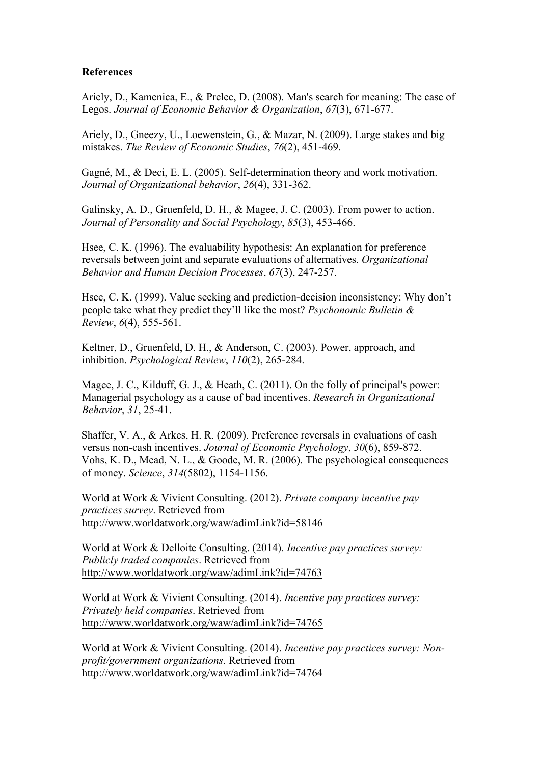**References**

Ariely, D., Kamenica, E., & Prelec, D. (2008). Man's search for meaning: The case of Legos. *Journal of Economic Behavior & Organization*, *67*(3), 671-677.

Ariely, D., Gneezy, U., Loewenstein, G., & Mazar, N. (2009). Large stakes and big mistakes. *The Review of Economic Studies*, *76*(2), 451-469.

Gagné, M., & Deci, E. L. (2005). Self-determination theory and work motivation. *Journal of Organizational behavior*, *26*(4), 331-362.

Galinsky, A. D., Gruenfeld, D. H., & Magee, J. C. (2003). From power to action. *Journal of Personality and Social Psychology*, *85*(3), 453-466.

Hsee, C. K. (1996). The evaluability hypothesis: An explanation for preference reversals between joint and separate evaluations of alternatives. *Organizational Behavior and Human Decision Processes*, *67*(3), 247-257.

Hsee, C. K. (1999). Value seeking and prediction-decision inconsistency: Why don't people take what they predict they'll like the most? *Psychonomic Bulletin & Review*, *6*(4), 555-561.

Keltner, D., Gruenfeld, D. H., & Anderson, C. (2003). Power, approach, and inhibition. *Psychological Review*, *110*(2), 265-284.

Magee, J. C., Kilduff, G. J., & Heath, C. (2011). On the folly of principal's power: Managerial psychology as a cause of bad incentives. *Research in Organizational Behavior*, *31*, 25-41.

Shaffer, V. A., & Arkes, H. R. (2009). Preference reversals in evaluations of cash versus non-cash incentives. *Journal of Economic Psychology*, *30*(6), 859-872.

Vohs, K. D., Mead, N. L., & Goode, M. R. (2006). The psychological consequences of money. *Science*, *314*(5802), 1154-1156.

World at Work & Vivient Consulting. (2012). *Private company incentive pay practices survey*. Retrieved from http://www.worldatwork.org/waw/adimLink?id=58146

World at Work & Delloite Consulting. (2014). *Incentive pay practices survey: Publicly traded companies*. Retrieved from http://www.worldatwork.org/waw/adimLink?id=74763

World at Work & Vivient Consulting. (2014). *Incentive pay practices survey: Privately held companies*. Retrieved from http://www.worldatwork.org/waw/adimLink?id=74765

World at Work & Vivient Consulting. (2014). *Incentive pay practices survey: Non-profit/government organizations*. Retrieved from http://www.worldatwork.org/waw/adimLink?id=74764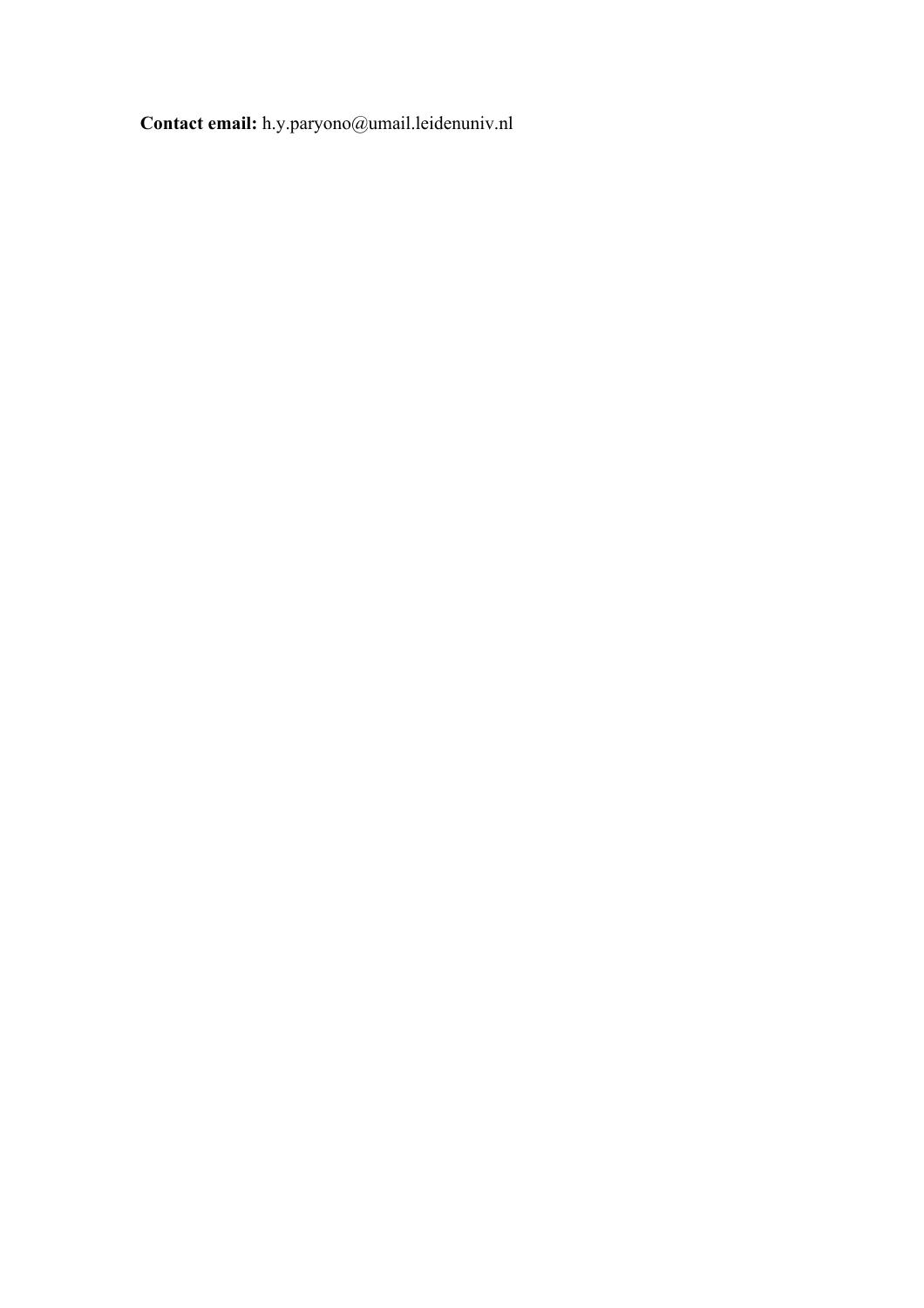**Contact email:** h.y.paryono@umail.leidenuniv.nl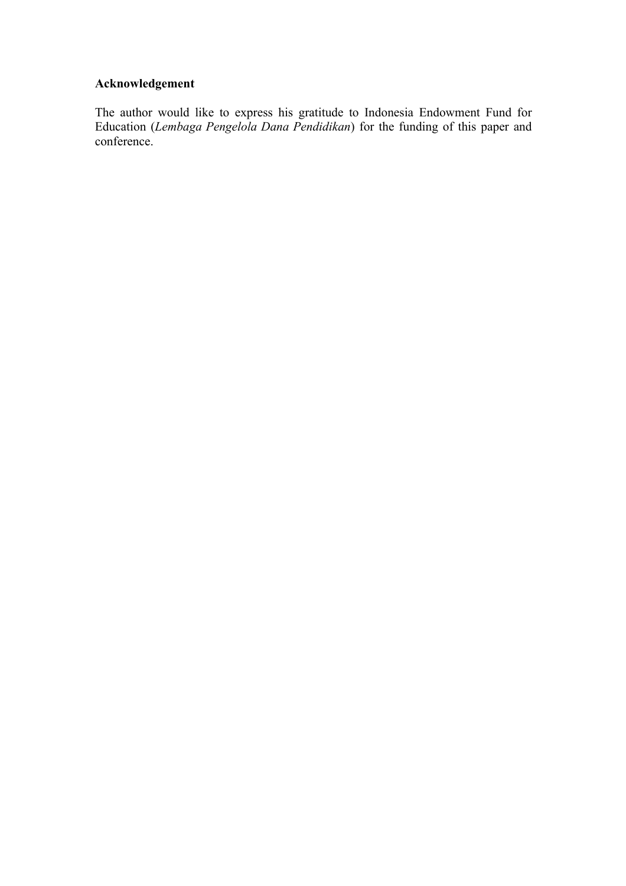**Acknowledgement**

The author would like to express his gratitude to Indonesia Endowment Fund for Education (*Lembaga Pengelola Dana Pendidikan*) for the funding of this paper and conference.